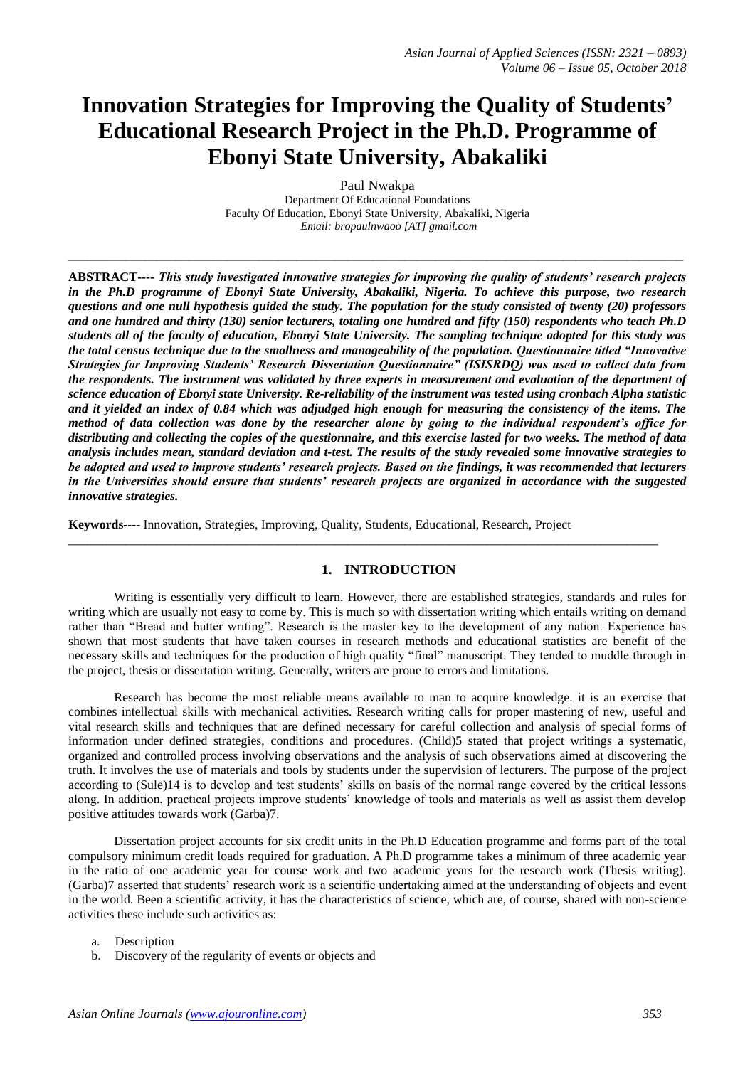# Innovation Strategies for Improving the Quality of Students' Educational Research Project in the Ph.D. Programme of Ebonyi State University, Abakaliki

Paul Nwakpa

Department Of Educational Foundations
Faculty Of Education, Ebonyi State University, Abakaliki, Nigeria
*Email: bropaulnwaoo [AT] gmail.com*

---

**ABSTRACT----** ***This study investigated innovative strategies for improving the quality of students' research projects in the Ph.D programme of Ebonyi State University, Abakaliki, Nigeria. To achieve this purpose, two research questions and one null hypothesis guided the study. The population for the study consisted of twenty (20) professors and one hundred and thirty (130) senior lecturers, totaling one hundred and fifty (150) respondents who teach Ph.D students all of the faculty of education, Ebonyi State University. The sampling technique adopted for this study was the total census technique due to the smallness and manageability of the population. Questionnaire titled "Innovative Strategies for Improving Students' Research Dissertation Questionnaire" (ISISRDQ) was used to collect data from the respondents. The instrument was validated by three experts in measurement and evaluation of the department of science education of Ebonyi state University. Re-reliability of the instrument was tested using cronbach Alpha statistic and it yielded an index of 0.84 which was adjudged high enough for measuring the consistency of the items. The method of data collection was done by the researcher alone by going to the individual respondent's office for distributing and collecting the copies of the questionnaire, and this exercise lasted for two weeks. The method of data analysis includes mean, standard deviation and t-test. The results of the study revealed some innovative strategies to be adopted and used to improve students' research projects. Based on the findings, it was recommended that lecturers in the Universities should ensure that students' research projects are organized in accordance with the suggested innovative strategies.***

**Keywords----** Innovation, Strategies, Improving, Quality, Students, Educational, Research, Project

---

## 1. INTRODUCTION

Writing is essentially very difficult to learn. However, there are established strategies, standards and rules for writing which are usually not easy to come by. This is much so with dissertation writing which entails writing on demand rather than "Bread and butter writing". Research is the master key to the development of any nation. Experience has shown that most students that have taken courses in research methods and educational statistics are benefit of the necessary skills and techniques for the production of high quality "final" manuscript. They tended to muddle through in the project, thesis or dissertation writing. Generally, writers are prone to errors and limitations.

Research has become the most reliable means available to man to acquire knowledge. it is an exercise that combines intellectual skills with mechanical activities. Research writing calls for proper mastering of new, useful and vital research skills and techniques that are defined necessary for careful collection and analysis of special forms of information under defined strategies, conditions and procedures. (Child)5 stated that project writings a systematic, organized and controlled process involving observations and the analysis of such observations aimed at discovering the truth. It involves the use of materials and tools by students under the supervision of lecturers. The purpose of the project according to (Sule)14 is to develop and test students' skills on basis of the normal range covered by the critical lessons along. In addition, practical projects improve students' knowledge of tools and materials as well as assist them develop positive attitudes towards work (Garba)7.

Dissertation project accounts for six credit units in the Ph.D Education programme and forms part of the total compulsory minimum credit loads required for graduation. A Ph.D programme takes a minimum of three academic year in the ratio of one academic year for course work and two academic years for the research work (Thesis writing). (Garba)7 asserted that students' research work is a scientific undertaking aimed at the understanding of objects and event in the world. Been a scientific activity, it has the characteristics of science, which are, of course, shared with non-science activities these include such activities as:

a. Description
b. Discovery of the regularity of events or objects and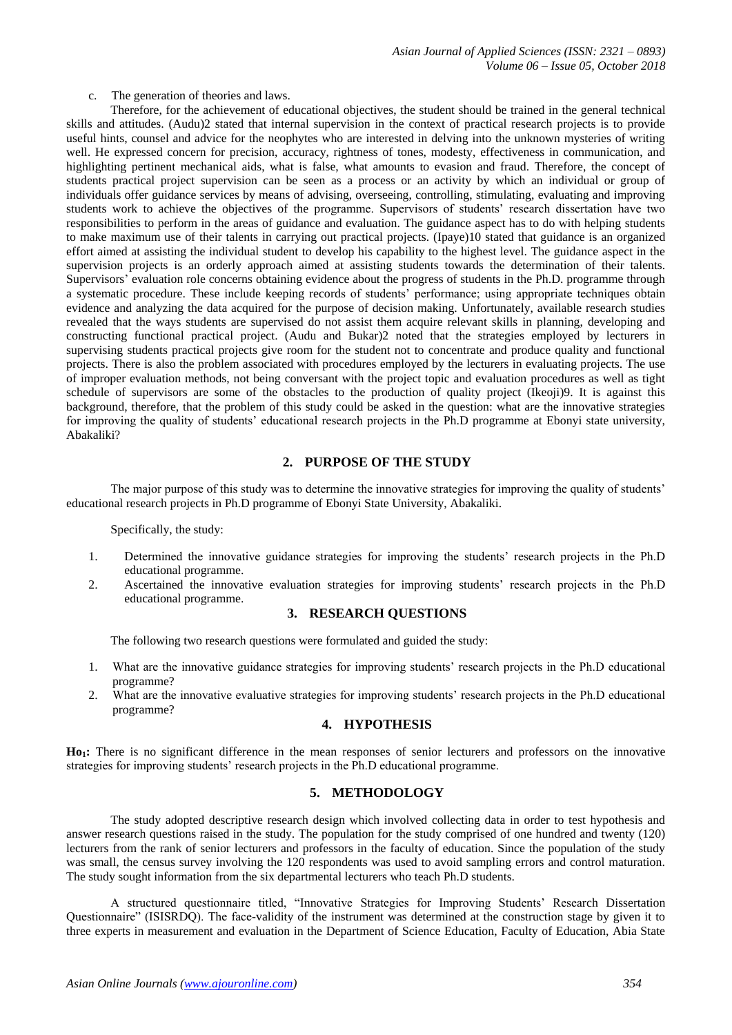c. The generation of theories and laws.

Therefore, for the achievement of educational objectives, the student should be trained in the general technical skills and attitudes. (Audu)2 stated that internal supervision in the context of practical research projects is to provide useful hints, counsel and advice for the neophytes who are interested in delving into the unknown mysteries of writing well. He expressed concern for precision, accuracy, rightness of tones, modesty, effectiveness in communication, and highlighting pertinent mechanical aids, what is false, what amounts to evasion and fraud. Therefore, the concept of students practical project supervision can be seen as a process or an activity by which an individual or group of individuals offer guidance services by means of advising, overseeing, controlling, stimulating, evaluating and improving students work to achieve the objectives of the programme. Supervisors of students' research dissertation have two responsibilities to perform in the areas of guidance and evaluation. The guidance aspect has to do with helping students to make maximum use of their talents in carrying out practical projects. (Ipaye)10 stated that guidance is an organized effort aimed at assisting the individual student to develop his capability to the highest level. The guidance aspect in the supervision projects is an orderly approach aimed at assisting students towards the determination of their talents. Supervisors' evaluation role concerns obtaining evidence about the progress of students in the Ph.D. programme through a systematic procedure. These include keeping records of students' performance; using appropriate techniques obtain evidence and analyzing the data acquired for the purpose of decision making. Unfortunately, available research studies revealed that the ways students are supervised do not assist them acquire relevant skills in planning, developing and constructing functional practical project. (Audu and Bukar)2 noted that the strategies employed by lecturers in supervising students practical projects give room for the student not to concentrate and produce quality and functional projects. There is also the problem associated with procedures employed by the lecturers in evaluating projects. The use of improper evaluation methods, not being conversant with the project topic and evaluation procedures as well as tight schedule of supervisors are some of the obstacles to the production of quality project (Ikeoji)9. It is against this background, therefore, that the problem of this study could be asked in the question: what are the innovative strategies for improving the quality of students' educational research projects in the Ph.D programme at Ebonyi state university, Abakaliki?

## 2. PURPOSE OF THE STUDY

The major purpose of this study was to determine the innovative strategies for improving the quality of students' educational research projects in Ph.D programme of Ebonyi State University, Abakaliki.

Specifically, the study:

1. Determined the innovative guidance strategies for improving the students' research projects in the Ph.D educational programme.
2. Ascertained the innovative evaluation strategies for improving students' research projects in the Ph.D educational programme.

## 3. RESEARCH QUESTIONS

The following two research questions were formulated and guided the study:

1. What are the innovative guidance strategies for improving students' research projects in the Ph.D educational programme?
2. What are the innovative evaluative strategies for improving students' research projects in the Ph.D educational programme?

## 4. HYPOTHESIS

**$Ho_1$:** There is no significant difference in the mean responses of senior lecturers and professors on the innovative strategies for improving students' research projects in the Ph.D educational programme.

## 5. METHODOLOGY

The study adopted descriptive research design which involved collecting data in order to test hypothesis and answer research questions raised in the study. The population for the study comprised of one hundred and twenty (120) lecturers from the rank of senior lecturers and professors in the faculty of education. Since the population of the study was small, the census survey involving the 120 respondents was used to avoid sampling errors and control maturation. The study sought information from the six departmental lecturers who teach Ph.D students.

A structured questionnaire titled, "Innovative Strategies for Improving Students' Research Dissertation Questionnaire" (ISISRDQ). The face-validity of the instrument was determined at the construction stage by given it to three experts in measurement and evaluation in the Department of Science Education, Faculty of Education, Abia State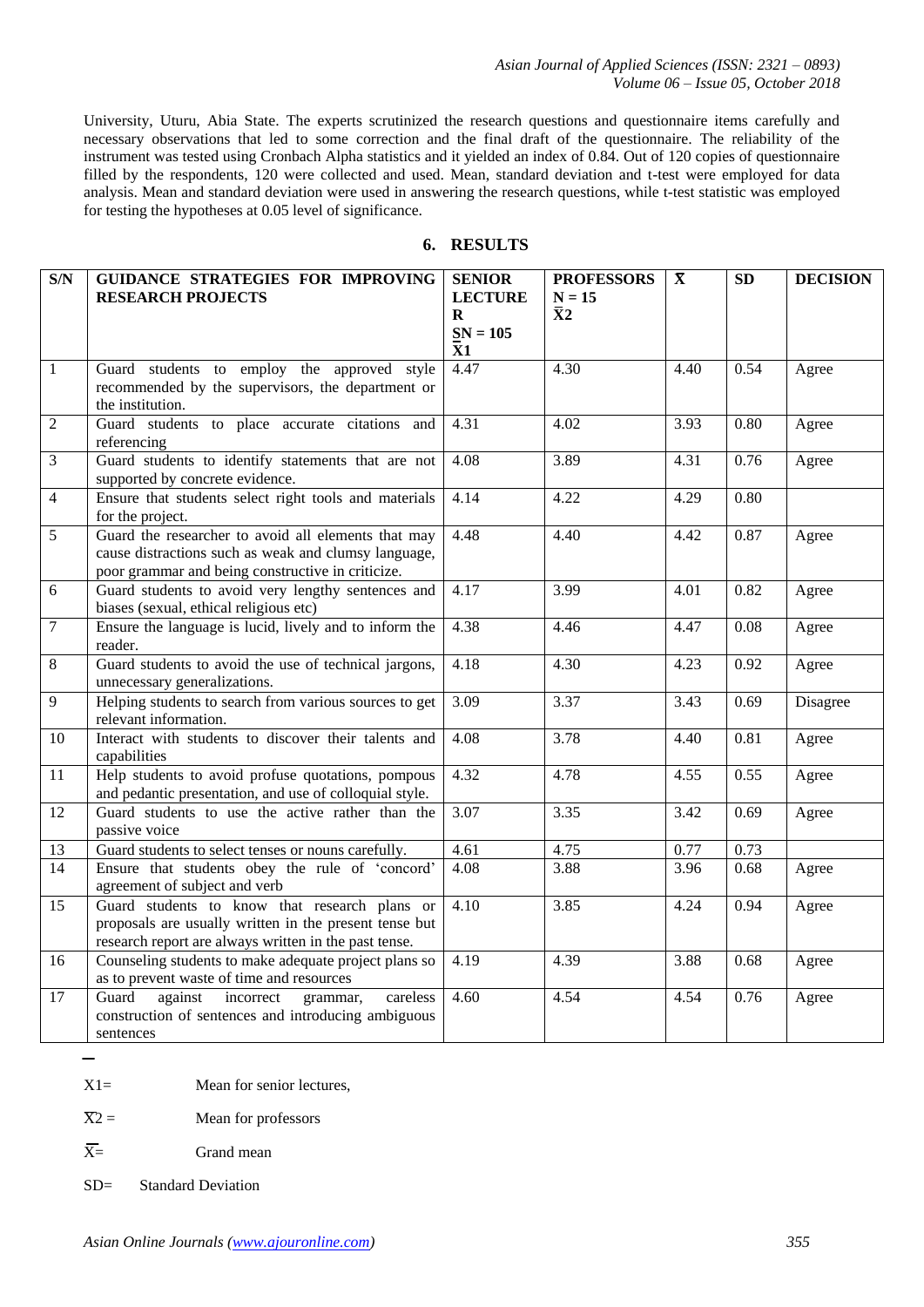University, Uturu, Abia State. The experts scrutinized the research questions and questionnaire items carefully and necessary observations that led to some correction and the final draft of the questionnaire. The reliability of the instrument was tested using Cronbach Alpha statistics and it yielded an index of 0.84. Out of 120 copies of questionnaire filled by the respondents, 120 were collected and used. Mean, standard deviation and t-test were employed for data analysis. Mean and standard deviation were used in answering the research questions, while t-test statistic was employed for testing the hypotheses at 0.05 level of significance.

## 6. RESULTS

| S/N | GUIDANCE STRATEGIES FOR IMPROVING RESEARCH PROJECTS | SENIOR LECTURER SN = 105 $\bar{X}1$ | PROFESSORS N = 15 $\bar{X}2$ | $\bar{X}$ | SD | DECISION |
|---|---|---|---|---|---|---|
| 1 | Guard students to employ the approved style recommended by the supervisors, the department or the institution. | 4.47 | 4.30 | 4.40 | 0.54 | Agree |
| 2 | Guard students to place accurate citations and referencing | 4.31 | 4.02 | 3.93 | 0.80 | Agree |
| 3 | Guard students to identify statements that are not supported by concrete evidence. | 4.08 | 3.89 | 4.31 | 0.76 | Agree |
| 4 | Ensure that students select right tools and materials for the project. | 4.14 | 4.22 | 4.29 | 0.80 | |
| 5 | Guard the researcher to avoid all elements that may cause distractions such as weak and clumsy language, poor grammar and being constructive in criticize. | 4.48 | 4.40 | 4.42 | 0.87 | Agree |
| 6 | Guard students to avoid very lengthy sentences and biases (sexual, ethical religious etc) | 4.17 | 3.99 | 4.01 | 0.82 | Agree |
| 7 | Ensure the language is lucid, lively and to inform the reader. | 4.38 | 4.46 | 4.47 | 0.08 | Agree |
| 8 | Guard students to avoid the use of technical jargons, unnecessary generalizations. | 4.18 | 4.30 | 4.23 | 0.92 | Agree |
| 9 | Helping students to search from various sources to get relevant information. | 3.09 | 3.37 | 3.43 | 0.69 | Disagree |
| 10 | Interact with students to discover their talents and capabilities | 4.08 | 3.78 | 4.40 | 0.81 | Agree |
| 11 | Help students to avoid profuse quotations, pompous and pedantic presentation, and use of colloquial style. | 4.32 | 4.78 | 4.55 | 0.55 | Agree |
| 12 | Guard students to use the active rather than the passive voice | 3.07 | 3.35 | 3.42 | 0.69 | Agree |
| 13 | Guard students to select tenses or nouns carefully. | 4.61 | 4.75 | 0.77 | 0.73 | |
| 14 | Ensure that students obey the rule of 'concord' agreement of subject and verb | 4.08 | 3.88 | 3.96 | 0.68 | Agree |
| 15 | Guard students to know that research plans or proposals are usually written in the present tense but research report are always written in the past tense. | 4.10 | 3.85 | 4.24 | 0.94 | Agree |
| 16 | Counseling students to make adequate project plans so as to prevent waste of time and resources | 4.19 | 4.39 | 3.88 | 0.68 | Agree |
| 17 | Guard against incorrect grammar, careless construction of sentences and introducing ambiguous sentences | 4.60 | 4.54 | 4.54 | 0.76 | Agree |

$\bar{X}1$= Mean for senior lectures,

$\bar{X}2$ = Mean for professors

$\bar{X}$= Grand mean

SD= Standard Deviation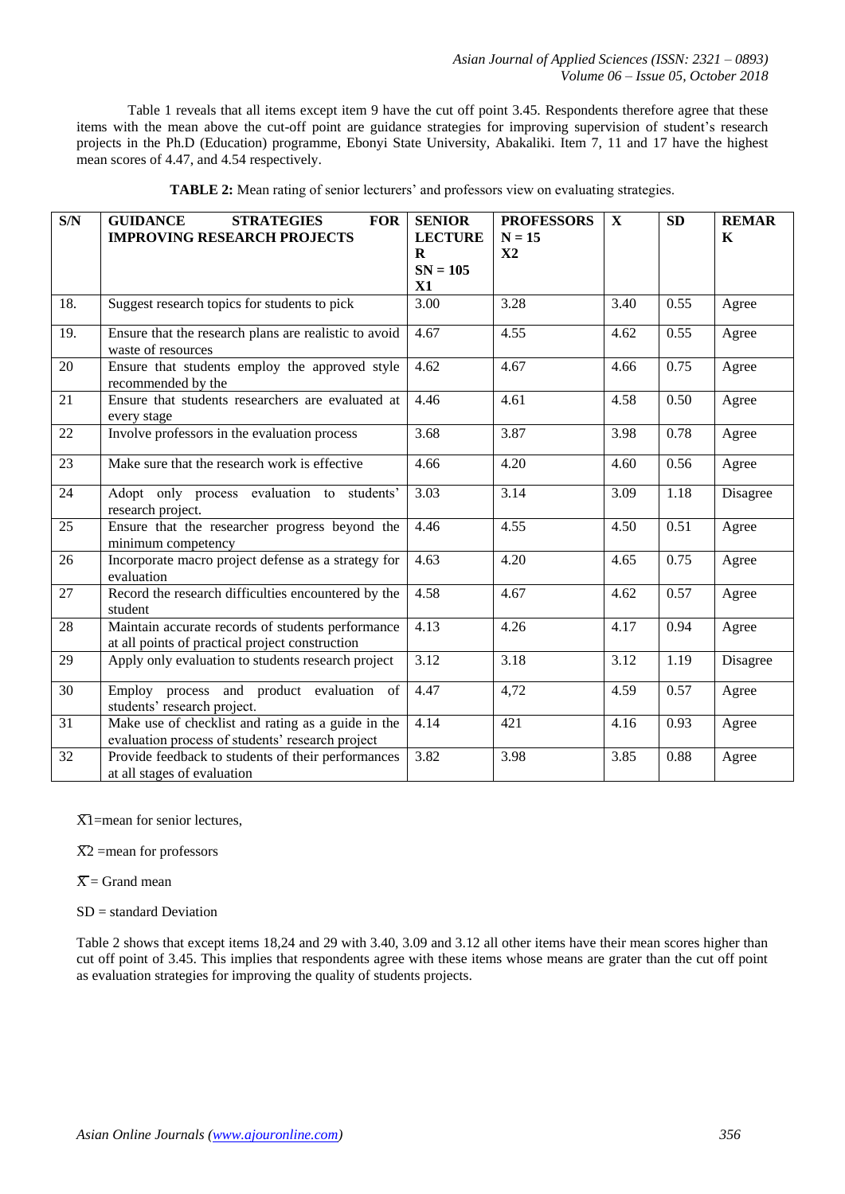Table 1 reveals that all items except item 9 have the cut off point 3.45. Respondents therefore agree that these items with the mean above the cut-off point are guidance strategies for improving supervision of student's research projects in the Ph.D (Education) programme, Ebonyi State University, Abakaliki. Item 7, 11 and 17 have the highest mean scores of 4.47, and 4.54 respectively.

**TABLE 2:** Mean rating of senior lecturers' and professors view on evaluating strategies.

| S/N | GUIDANCE STRATEGIES FOR IMPROVING RESEARCH PROJECTS | SENIOR LECTURER SN = 105 X1 | PROFESSORS N = 15 X2 | X | SD | REMARK |
|---|---|---|---|---|---|---|
| 18. | Suggest research topics for students to pick | 3.00 | 3.28 | 3.40 | 0.55 | Agree |
| 19. | Ensure that the research plans are realistic to avoid waste of resources | 4.67 | 4.55 | 4.62 | 0.55 | Agree |
| 20 | Ensure that students employ the approved style recommended by the | 4.62 | 4.67 | 4.66 | 0.75 | Agree |
| 21 | Ensure that students researchers are evaluated at every stage | 4.46 | 4.61 | 4.58 | 0.50 | Agree |
| 22 | Involve professors in the evaluation process | 3.68 | 3.87 | 3.98 | 0.78 | Agree |
| 23 | Make sure that the research work is effective | 4.66 | 4.20 | 4.60 | 0.56 | Agree |
| 24 | Adopt only process evaluation to students' research project. | 3.03 | 3.14 | 3.09 | 1.18 | Disagree |
| 25 | Ensure that the researcher progress beyond the minimum competency | 4.46 | 4.55 | 4.50 | 0.51 | Agree |
| 26 | Incorporate macro project defense as a strategy for evaluation | 4.63 | 4.20 | 4.65 | 0.75 | Agree |
| 27 | Record the research difficulties encountered by the student | 4.58 | 4.67 | 4.62 | 0.57 | Agree |
| 28 | Maintain accurate records of students performance at all points of practical project construction | 4.13 | 4.26 | 4.17 | 0.94 | Agree |
| 29 | Apply only evaluation to students research project | 3.12 | 3.18 | 3.12 | 1.19 | Disagree |
| 30 | Employ process and product evaluation of students' research project. | 4.47 | 4,72 | 4.59 | 0.57 | Agree |
| 31 | Make use of checklist and rating as a guide in the evaluation process of students' research project | 4.14 | 421 | 4.16 | 0.93 | Agree |
| 32 | Provide feedback to students of their performances at all stages of evaluation | 3.82 | 3.98 | 3.85 | 0.88 | Agree |

$\bar{X}1$=mean for senior lectures,

$\bar{X}2$ =mean for professors

$\bar{X}$ = Grand mean

SD = standard Deviation

Table 2 shows that except items 18,24 and 29 with 3.40, 3.09 and 3.12 all other items have their mean scores higher than cut off point of 3.45. This implies that respondents agree with these items whose means are grater than the cut off point as evaluation strategies for improving the quality of students projects.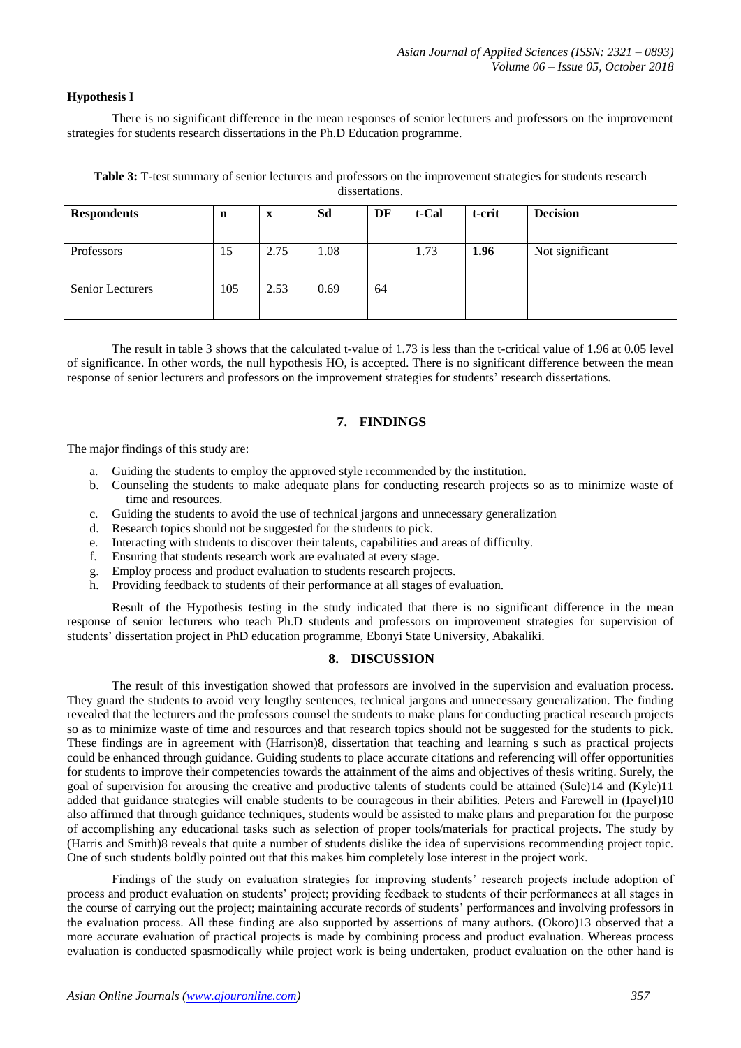### Hypothesis I

There is no significant difference in the mean responses of senior lecturers and professors on the improvement strategies for students research dissertations in the Ph.D Education programme.

**Table 3:** T-test summary of senior lecturers and professors on the improvement strategies for students research dissertations.

| Respondents | n | x | Sd | DF | t-Cal | t-crit | Decision |
|---|---|---|---|---|---|---|---|
| Professors | 15 | 2.75 | 1.08 | | 1.73 | **1.96** | Not significant |
| Senior Lecturers | 105 | 2.53 | 0.69 | 64 | | | |

The result in table 3 shows that the calculated t-value of 1.73 is less than the t-critical value of 1.96 at 0.05 level of significance. In other words, the null hypothesis HO, is accepted. There is no significant difference between the mean response of senior lecturers and professors on the improvement strategies for students' research dissertations.

## 7. FINDINGS

The major findings of this study are:

a. Guiding the students to employ the approved style recommended by the institution.
b. Counseling the students to make adequate plans for conducting research projects so as to minimize waste of time and resources.
c. Guiding the students to avoid the use of technical jargons and unnecessary generalization
d. Research topics should not be suggested for the students to pick.
e. Interacting with students to discover their talents, capabilities and areas of difficulty.
f. Ensuring that students research work are evaluated at every stage.
g. Employ process and product evaluation to students research projects.
h. Providing feedback to students of their performance at all stages of evaluation.

Result of the Hypothesis testing in the study indicated that there is no significant difference in the mean response of senior lecturers who teach Ph.D students and professors on improvement strategies for supervision of students' dissertation project in PhD education programme, Ebonyi State University, Abakaliki.

## 8. DISCUSSION

The result of this investigation showed that professors are involved in the supervision and evaluation process. They guard the students to avoid very lengthy sentences, technical jargons and unnecessary generalization. The finding revealed that the lecturers and the professors counsel the students to make plans for conducting practical research projects so as to minimize waste of time and resources and that research topics should not be suggested for the students to pick. These findings are in agreement with (Harrison)8, dissertation that teaching and learning s such as practical projects could be enhanced through guidance. Guiding students to place accurate citations and referencing will offer opportunities for students to improve their competencies towards the attainment of the aims and objectives of thesis writing. Surely, the goal of supervision for arousing the creative and productive talents of students could be attained (Sule)14 and (Kyle)11 added that guidance strategies will enable students to be courageous in their abilities. Peters and Farewell in (Ipayel)10 also affirmed that through guidance techniques, students would be assisted to make plans and preparation for the purpose of accomplishing any educational tasks such as selection of proper tools/materials for practical projects. The study by (Harris and Smith)8 reveals that quite a number of students dislike the idea of supervisions recommending project topic. One of such students boldly pointed out that this makes him completely lose interest in the project work.

Findings of the study on evaluation strategies for improving students' research projects include adoption of process and product evaluation on students' project; providing feedback to students of their performances at all stages in the course of carrying out the project; maintaining accurate records of students' performances and involving professors in the evaluation process. All these finding are also supported by assertions of many authors. (Okoro)13 observed that a more accurate evaluation of practical projects is made by combining process and product evaluation. Whereas process evaluation is conducted spasmodically while project work is being undertaken, product evaluation on the other hand is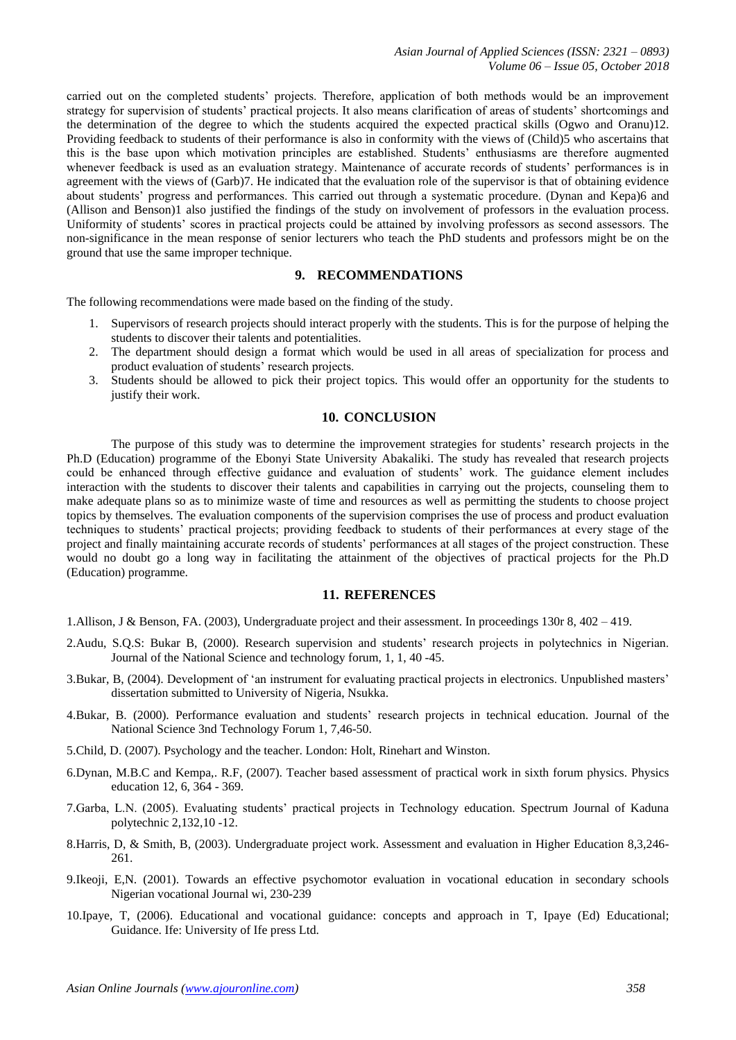carried out on the completed students' projects. Therefore, application of both methods would be an improvement strategy for supervision of students' practical projects. It also means clarification of areas of students' shortcomings and the determination of the degree to which the students acquired the expected practical skills (Ogwo and Oranu)12. Providing feedback to students of their performance is also in conformity with the views of (Child)5 who ascertains that this is the base upon which motivation principles are established. Students' enthusiasms are therefore augmented whenever feedback is used as an evaluation strategy. Maintenance of accurate records of students' performances is in agreement with the views of (Garb)7. He indicated that the evaluation role of the supervisor is that of obtaining evidence about students' progress and performances. This carried out through a systematic procedure. (Dynan and Kepa)6 and (Allison and Benson)1 also justified the findings of the study on involvement of professors in the evaluation process. Uniformity of students' scores in practical projects could be attained by involving professors as second assessors. The non-significance in the mean response of senior lecturers who teach the PhD students and professors might be on the ground that use the same improper technique.

## 9. RECOMMENDATIONS

The following recommendations were made based on the finding of the study.

1. Supervisors of research projects should interact properly with the students. This is for the purpose of helping the students to discover their talents and potentialities.
2. The department should design a format which would be used in all areas of specialization for process and product evaluation of students' research projects.
3. Students should be allowed to pick their project topics. This would offer an opportunity for the students to justify their work.

## 10. CONCLUSION

The purpose of this study was to determine the improvement strategies for students' research projects in the Ph.D (Education) programme of the Ebonyi State University Abakaliki. The study has revealed that research projects could be enhanced through effective guidance and evaluation of students' work. The guidance element includes interaction with the students to discover their talents and capabilities in carrying out the projects, counseling them to make adequate plans so as to minimize waste of time and resources as well as permitting the students to choose project topics by themselves. The evaluation components of the supervision comprises the use of process and product evaluation techniques to students' practical projects; providing feedback to students of their performances at every stage of the project and finally maintaining accurate records of students' performances at all stages of the project construction. These would no doubt go a long way in facilitating the attainment of the objectives of practical projects for the Ph.D (Education) programme.

## 11. REFERENCES

1.Allison, J & Benson, FA. (2003), Undergraduate project and their assessment. In proceedings 130r 8, 402 – 419.

2.Audu, S.Q.S: Bukar B, (2000). Research supervision and students' research projects in polytechnics in Nigerian. Journal of the National Science and technology forum, 1, 1, 40 -45.

3.Bukar, B, (2004). Development of 'an instrument for evaluating practical projects in electronics. Unpublished masters' dissertation submitted to University of Nigeria, Nsukka.

4.Bukar, B. (2000). Performance evaluation and students' research projects in technical education. Journal of the National Science 3nd Technology Forum 1, 7,46-50.

5.Child, D. (2007). Psychology and the teacher. London: Holt, Rinehart and Winston.

6.Dynan, M.B.C and Kempa,. R.F, (2007). Teacher based assessment of practical work in sixth forum physics. Physics education 12, 6, 364 - 369.

7.Garba, L.N. (2005). Evaluating students' practical projects in Technology education. Spectrum Journal of Kaduna polytechnic 2,132,10 -12.

8.Harris, D, & Smith, B, (2003). Undergraduate project work. Assessment and evaluation in Higher Education 8,3,246-261.

9.Ikeoji, E,N. (2001). Towards an effective psychomotor evaluation in vocational education in secondary schools Nigerian vocational Journal wi, 230-239

10.Ipaye, T, (2006). Educational and vocational guidance: concepts and approach in T, Ipaye (Ed) Educational; Guidance. Ife: University of Ife press Ltd.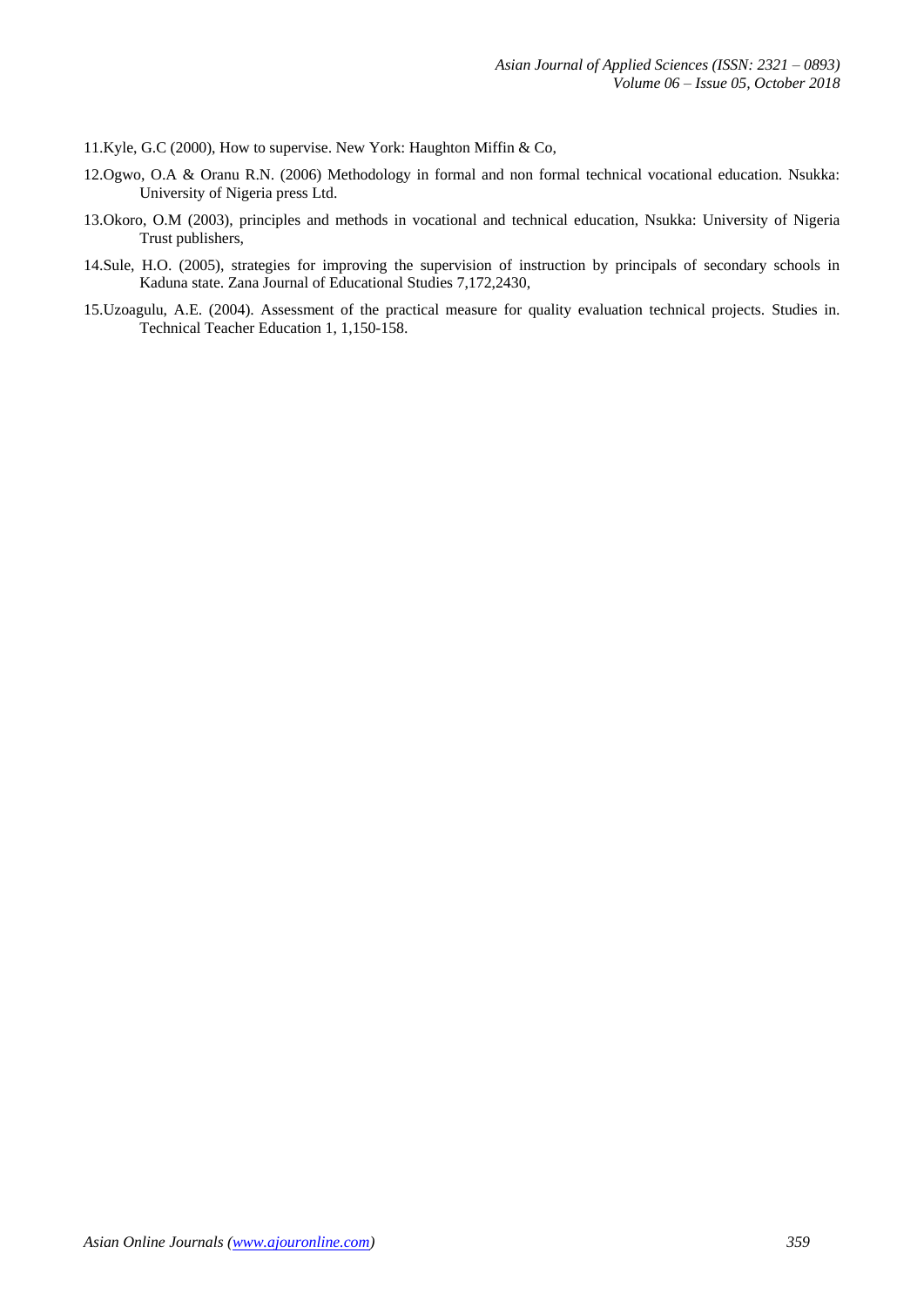11.Kyle, G.C (2000), How to supervise. New York: Haughton Miffin & Co,

12.Ogwo, O.A & Oranu R.N. (2006) Methodology in formal and non formal technical vocational education. Nsukka: University of Nigeria press Ltd.

13.Okoro, O.M (2003), principles and methods in vocational and technical education, Nsukka: University of Nigeria Trust publishers,

14.Sule, H.O. (2005), strategies for improving the supervision of instruction by principals of secondary schools in Kaduna state. Zana Journal of Educational Studies 7,172,2430,

15.Uzoagulu, A.E. (2004). Assessment of the practical measure for quality evaluation technical projects. Studies in. Technical Teacher Education 1, 1,150-158.